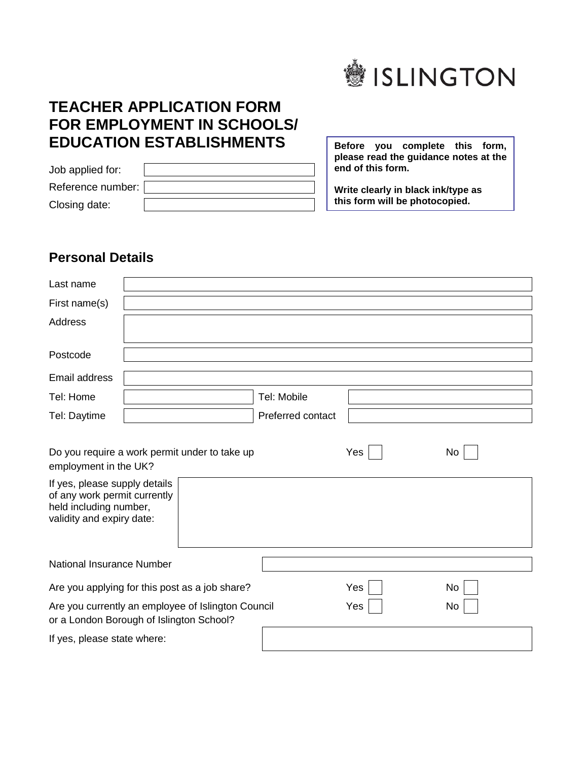ISLINGTON

# TEACHER APPLICATION FORM FOR EMPLOYMENT IN SCHOOLS/ EDUCATION ESTABLISHMENTS

**Before you complete this form, please read the guidance notes at the end of this form.**

**Write clearly in black ink/type as this form will be photocopied.**

| | |
|---|---|
| Job applied for: | |
| Reference number: | |
| Closing date: | |

## Personal Details

| | | | |
|---|---|---|---|
| Last name | | | |
| First name(s) | | | |
| Address | | | |
| Postcode | | | |
| Email address | | | |
| Tel: Home | | Tel: Mobile | |
| Tel: Daytime | | Preferred contact | |

Do you require a work permit under to take up employment in the UK? Yes [ ] No [ ]

If yes, please supply details of any work permit currently held including number, validity and expiry date:

National Insurance Number

Are you applying for this post as a job share? Yes [ ] No [ ]

Are you currently an employee of Islington Council or a London Borough of Islington School? Yes [ ] No [ ]

If yes, please state where: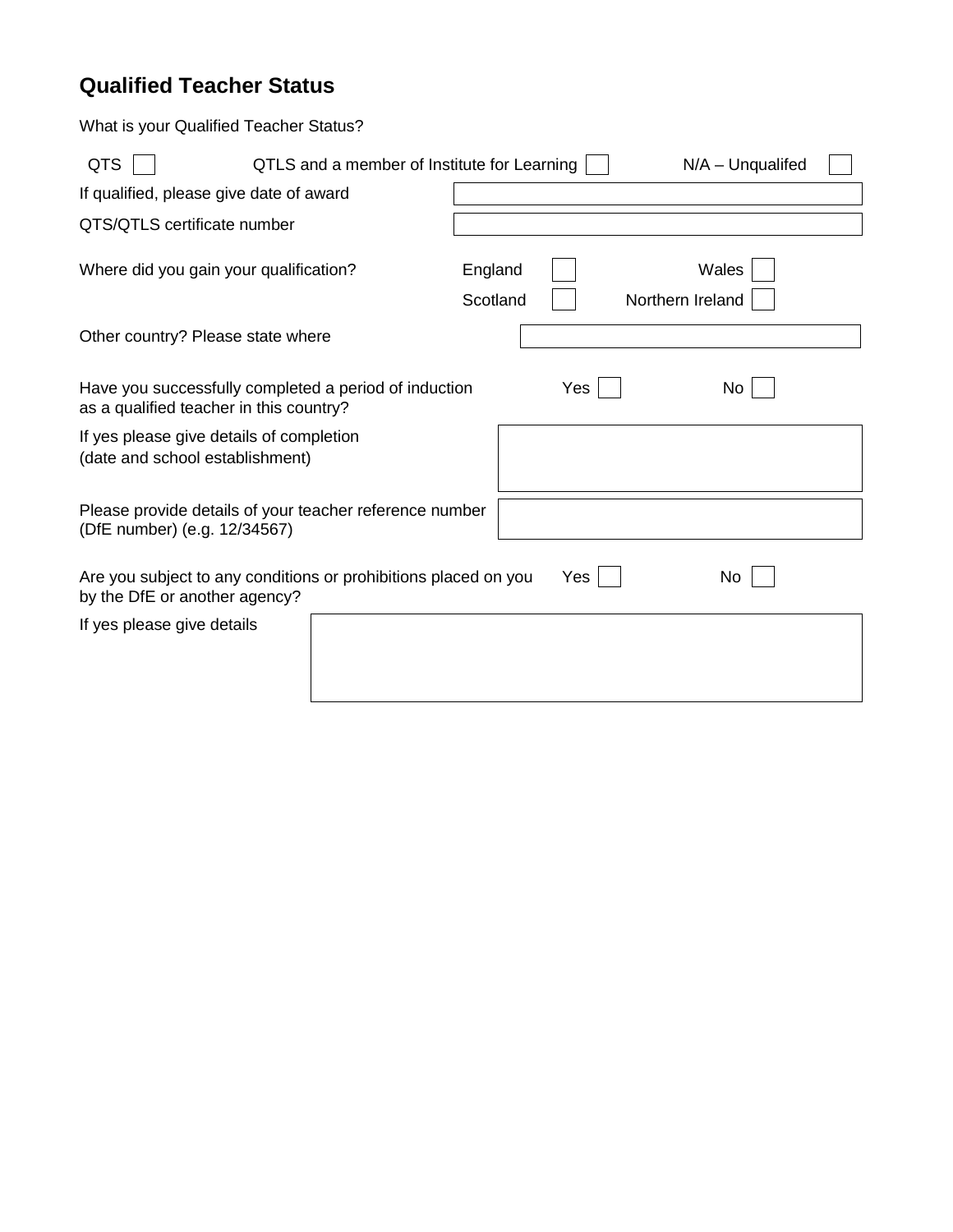## Qualified Teacher Status

What is your Qualified Teacher Status?

QTS ☐ QTLS and a member of Institute for Learning ☐ N/A – Unqualifed ☐

If qualified, please give date of award

QTS/QTLS certificate number

Where did you gain your qualification? England ☐ Wales ☐ Scotland ☐ Northern Ireland ☐

Other country? Please state where

Have you successfully completed a period of induction as a qualified teacher in this country? Yes ☐ No ☐

If yes please give details of completion (date and school establishment)

Please provide details of your teacher reference number (DfE number) (e.g. 12/34567)

Are you subject to any conditions or prohibitions placed on you by the DfE or another agency? Yes ☐ No ☐

If yes please give details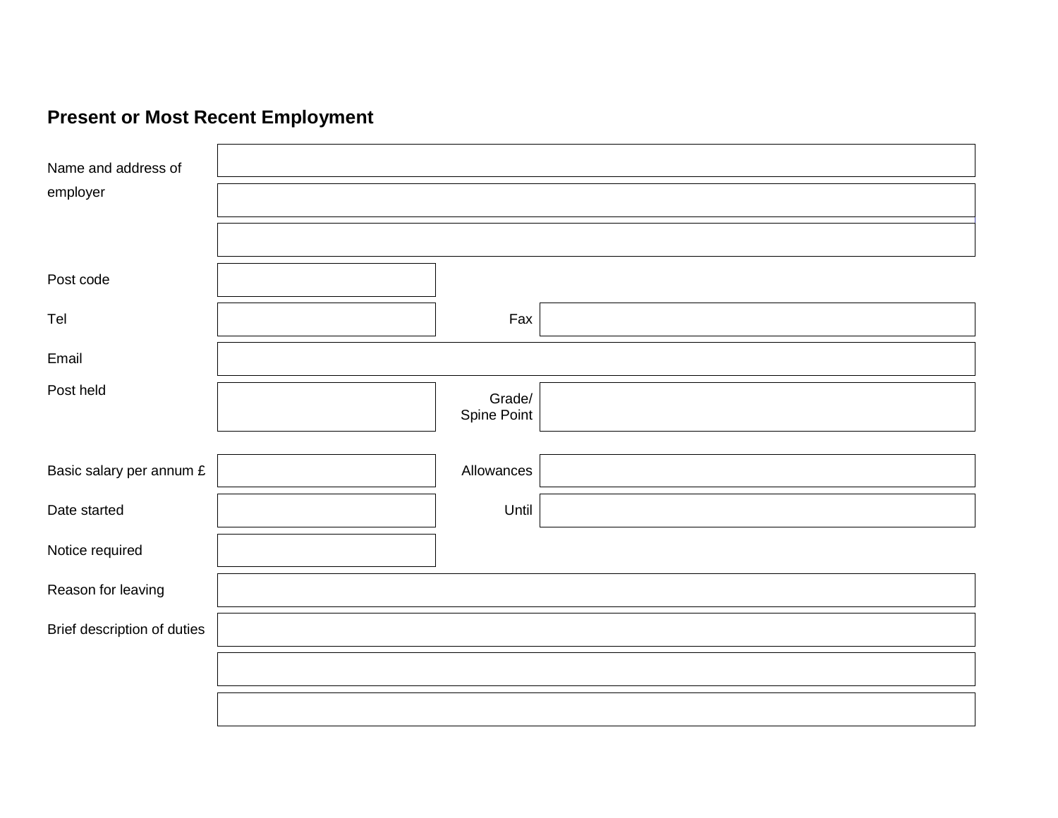## Present or Most Recent Employment

| | | | |
|---|---|---|---|
| Name and address of employer | | | |
| | | | |
| | | | |
| Post code | | | |
| Tel | | Fax | |
| Email | | | |
| Post held | | Grade/ Spine Point | |
| Basic salary per annum £ | | Allowances | |
| Date started | | Until | |
| Notice required | | | |
| Reason for leaving | | | |
| Brief description of duties | | | |
| | | | |
| | | | |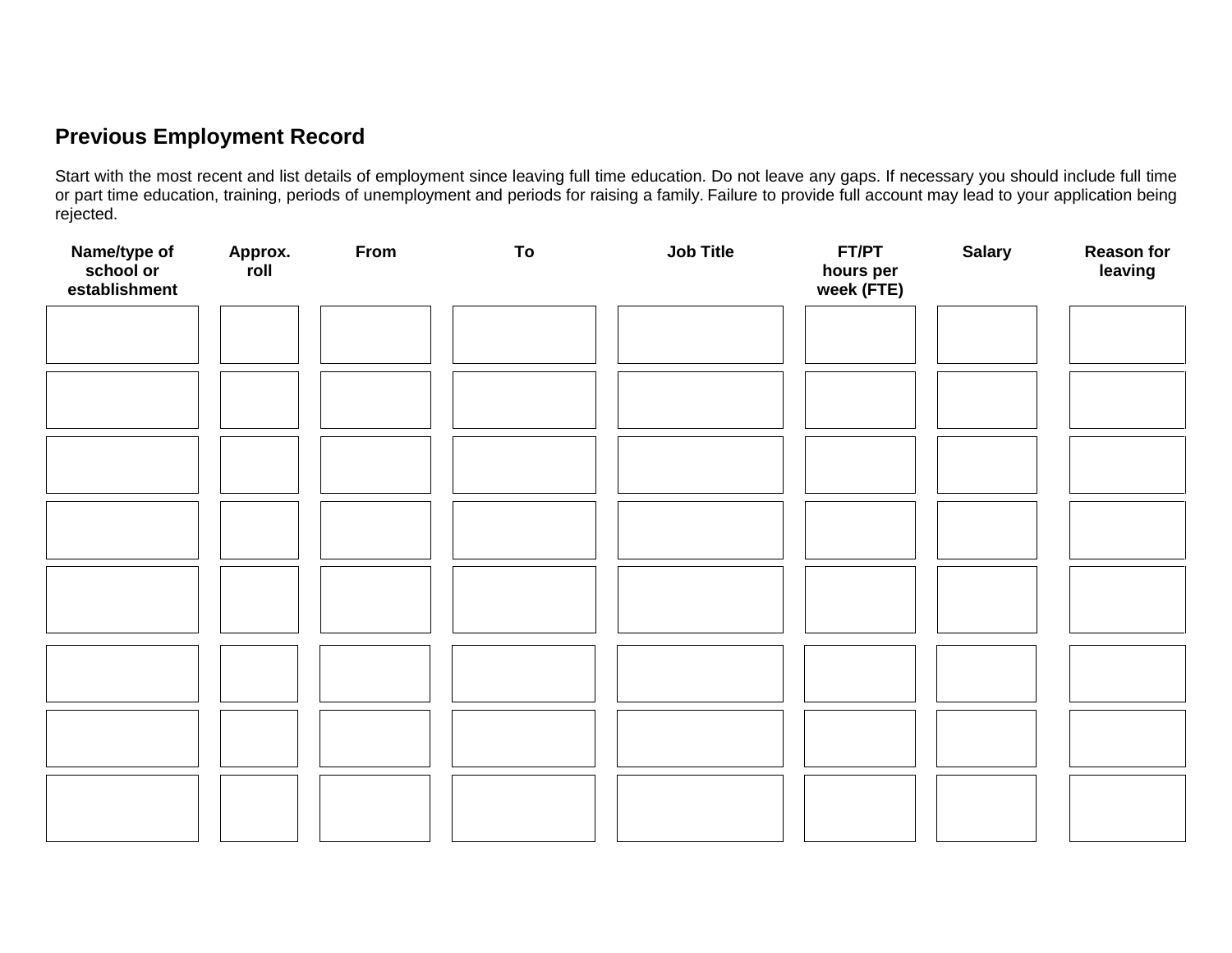## Previous Employment Record

Start with the most recent and list details of employment since leaving full time education. Do not leave any gaps. If necessary you should include full time or part time education, training, periods of unemployment and periods for raising a family. Failure to provide full account may lead to your application being rejected.

| Name/type of school or establishment | Approx. roll | From | To | Job Title | FT/PT hours per week (FTE) | Salary | Reason for leaving |
|---|---|---|---|---|---|---|---|
| | | | | | | | |
| | | | | | | | |
| | | | | | | | |
| | | | | | | | |
| | | | | | | | |
| | | | | | | | |
| | | | | | | | |
| | | | | | | | |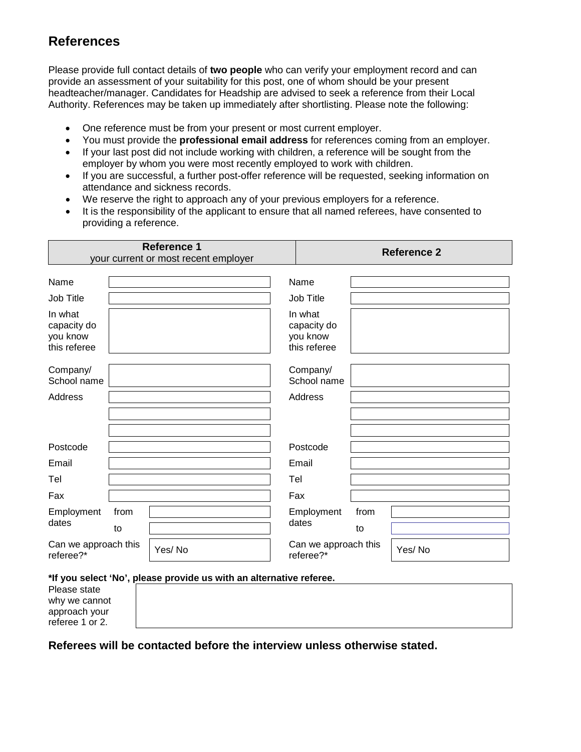## References

Please provide full contact details of **two people** who can verify your employment record and can provide an assessment of your suitability for this post, one of whom should be your present headteacher/manager. Candidates for Headship are advised to seek a reference from their Local Authority. References may be taken up immediately after shortlisting. Please note the following:

- One reference must be from your present or most current employer.
- You must provide the **professional email address** for references coming from an employer.
- If your last post did not include working with children, a reference will be sought from the employer by whom you were most recently employed to work with children.
- If you are successful, a further post-offer reference will be requested, seeking information on attendance and sickness records.
- We reserve the right to approach any of your previous employers for a reference.
- It is the responsibility of the applicant to ensure that all named referees, have consented to providing a reference.

| **Reference 1** your current or most recent employer | | | **Reference 2** | | |
|---|---|---|---|---|---|
| Name | | | Name | | |
| Job Title | | | Job Title | | |
| In what capacity do you know this referee | | | In what capacity do you know this referee | | |
| Company/ School name | | | Company/ School name | | |
| Address | | | Address | | |
| | | | | | |
| | | | | | |
| Postcode | | | Postcode | | |
| Email | | | Email | | |
| Tel | | | Tel | | |
| Fax | | | Fax | | |
| Employment dates | from | | Employment dates | from | |
| | to | | | to | |
| Can we approach this referee?* | | Yes/ No | Can we approach this referee?* | | Yes/ No |

**\*If you select 'No', please provide us with an alternative referee.**

| Please state why we cannot approach your referee 1 or 2. | |
|---|---|

**Referees will be contacted before the interview unless otherwise stated.**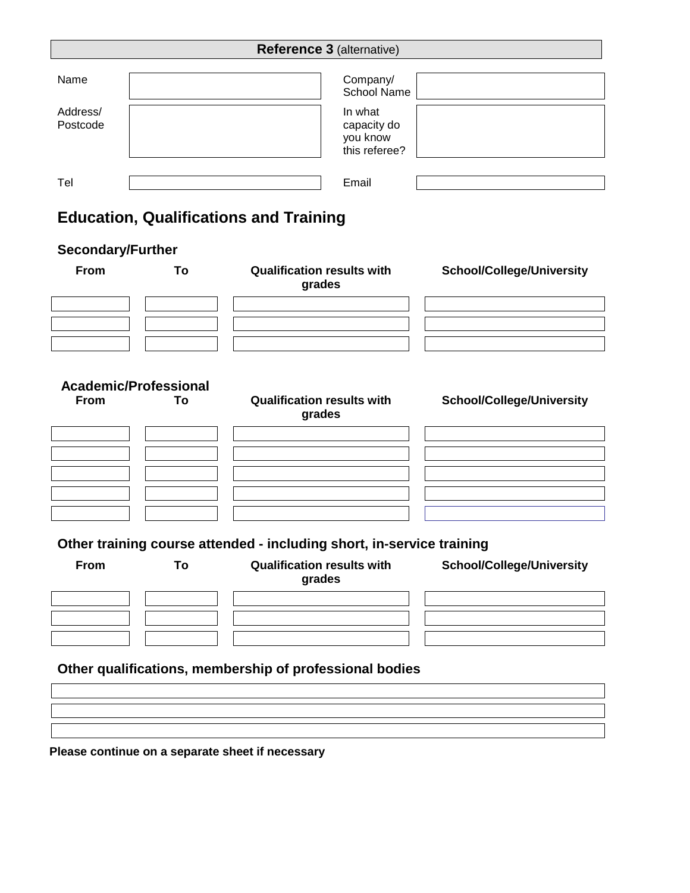## **Reference 3** (alternative)

| | | | |
|---|---|---|---|
| Name | | Company/ School Name | |
| Address/ Postcode | | In what capacity do you know this referee? | |
| Tel | | Email | |

# Education, Qualifications and Training

### Secondary/Further

| From | To | Qualification results with grades | School/College/University |
|---|---|---|---|
| | | | |
| | | | |
| | | | |

### Academic/Professional

| From | To | Qualification results with grades | School/College/University |
|---|---|---|---|
| | | | |
| | | | |
| | | | |
| | | | |
| | | | |

### Other training course attended - including short, in-service training

| From | To | Qualification results with grades | School/College/University |
|---|---|---|---|
| | | | |
| | | | |
| | | | |

### Other qualifications, membership of professional bodies

| |
|---|
| |
| |
| |

**Please continue on a separate sheet if necessary**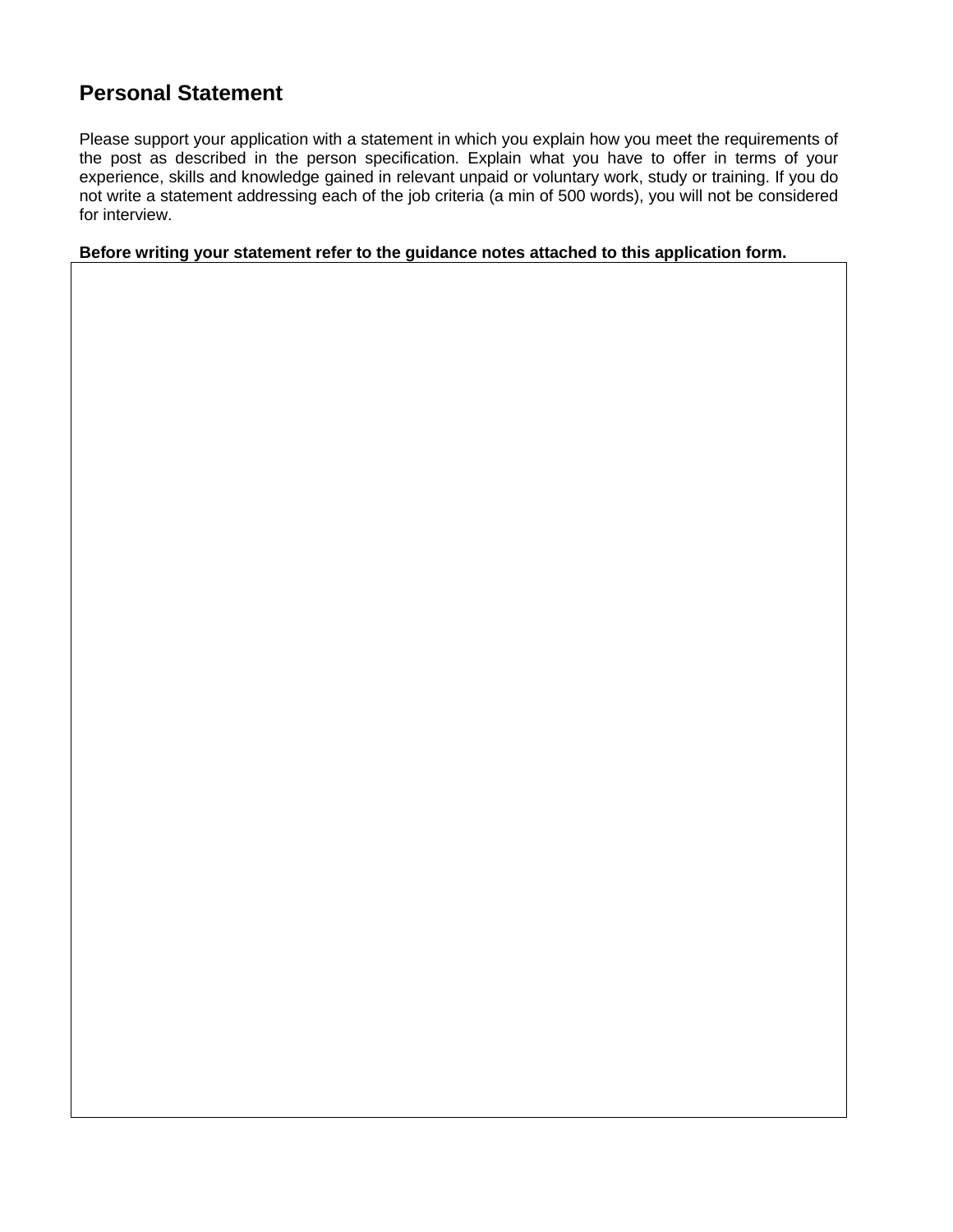## Personal Statement

Please support your application with a statement in which you explain how you meet the requirements of the post as described in the person specification. Explain what you have to offer in terms of your experience, skills and knowledge gained in relevant unpaid or voluntary work, study or training. If you do not write a statement addressing each of the job criteria (a min of 500 words), you will not be considered for interview.

**Before writing your statement refer to the guidance notes attached to this application form.**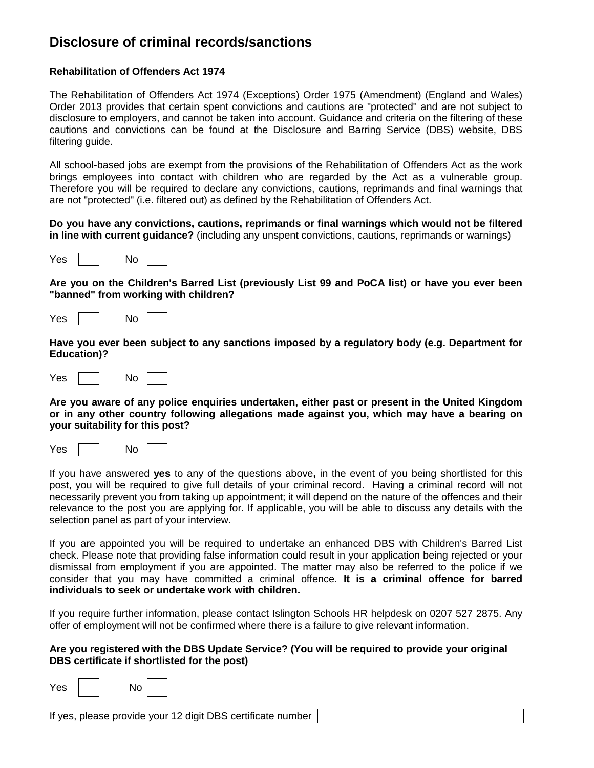# Disclosure of criminal records/sanctions

**Rehabilitation of Offenders Act 1974**

The Rehabilitation of Offenders Act 1974 (Exceptions) Order 1975 (Amendment) (England and Wales) Order 2013 provides that certain spent convictions and cautions are "protected" and are not subject to disclosure to employers, and cannot be taken into account. Guidance and criteria on the filtering of these cautions and convictions can be found at the Disclosure and Barring Service (DBS) website, DBS filtering guide.

All school-based jobs are exempt from the provisions of the Rehabilitation of Offenders Act as the work brings employees into contact with children who are regarded by the Act as a vulnerable group. Therefore you will be required to declare any convictions, cautions, reprimands and final warnings that are not "protected" (i.e. filtered out) as defined by the Rehabilitation of Offenders Act.

**Do you have any convictions, cautions, reprimands or final warnings which would not be filtered in line with current guidance?** (including any unspent convictions, cautions, reprimands or warnings)

Yes ☐ No ☐

**Are you on the Children's Barred List (previously List 99 and PoCA list) or have you ever been "banned" from working with children?**

Yes ☐ No ☐

**Have you ever been subject to any sanctions imposed by a regulatory body (e.g. Department for Education)?**

Yes ☐ No ☐

**Are you aware of any police enquiries undertaken, either past or present in the United Kingdom or in any other country following allegations made against you, which may have a bearing on your suitability for this post?**

Yes ☐ No ☐

If you have answered **yes** to any of the questions above**,** in the event of you being shortlisted for this post, you will be required to give full details of your criminal record. Having a criminal record will not necessarily prevent you from taking up appointment; it will depend on the nature of the offences and their relevance to the post you are applying for. If applicable, you will be able to discuss any details with the selection panel as part of your interview.

If you are appointed you will be required to undertake an enhanced DBS with Children's Barred List check. Please note that providing false information could result in your application being rejected or your dismissal from employment if you are appointed. The matter may also be referred to the police if we consider that you may have committed a criminal offence. **It is a criminal offence for barred individuals to seek or undertake work with children.**

If you require further information, please contact Islington Schools HR helpdesk on 0207 527 2875. Any offer of employment will not be confirmed where there is a failure to give relevant information.

**Are you registered with the DBS Update Service? (You will be required to provide your original DBS certificate if shortlisted for the post)**

Yes ☐ No ☐

If yes, please provide your 12 digit DBS certificate number ______________________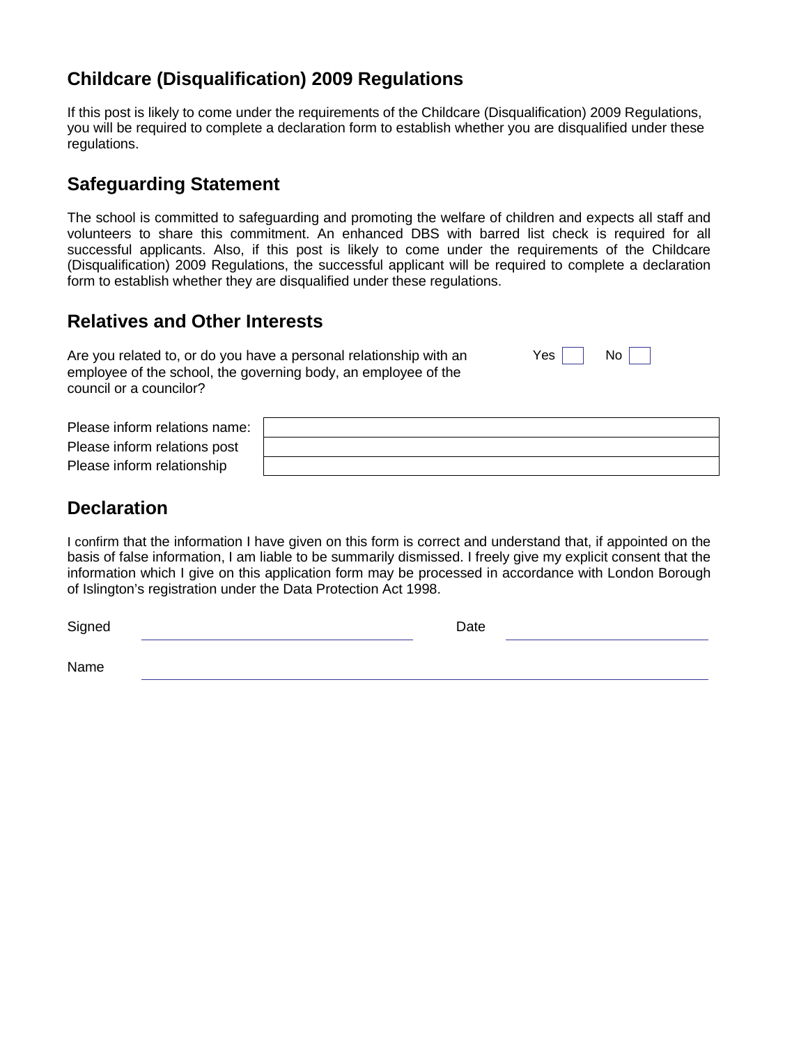## Childcare (Disqualification) 2009 Regulations

If this post is likely to come under the requirements of the Childcare (Disqualification) 2009 Regulations, you will be required to complete a declaration form to establish whether you are disqualified under these regulations.

## Safeguarding Statement

The school is committed to safeguarding and promoting the welfare of children and expects all staff and volunteers to share this commitment. An enhanced DBS with barred list check is required for all successful applicants. Also, if this post is likely to come under the requirements of the Childcare (Disqualification) 2009 Regulations, the successful applicant will be required to complete a declaration form to establish whether they are disqualified under these regulations.

## Relatives and Other Interests

Are you related to, or do you have a personal relationship with an employee of the school, the governing body, an employee of the council or a councilor?

Yes ☐ No ☐

| | |
|---|---|
| Please inform relations name: | |
| Please inform relations post | |
| Please inform relationship | |

## Declaration

I confirm that the information I have given on this form is correct and understand that, if appointed on the basis of false information, I am liable to be summarily dismissed. I freely give my explicit consent that the information which I give on this application form may be processed in accordance with London Borough of Islington's registration under the Data Protection Act 1998.

Signed ______________________ Date ______________________

Name ______________________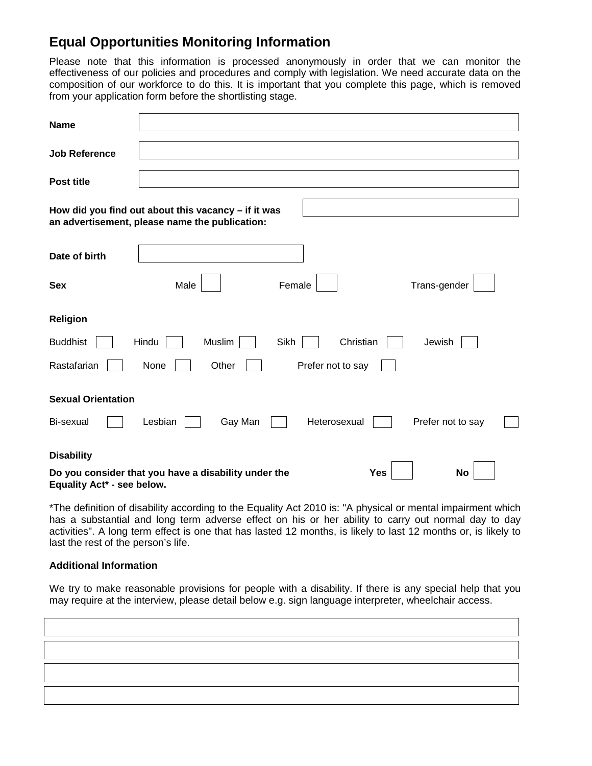# Equal Opportunities Monitoring Information

Please note that this information is processed anonymously in order that we can monitor the effectiveness of our policies and procedures and comply with legislation. We need accurate data on the composition of our workforce to do this. It is important that you complete this page, which is removed from your application form before the shortlisting stage.

**Name**

**Job Reference**

**Post title**

**How did you find out about this vacancy – if it was an advertisement, please name the publication:**

**Date of birth**

**Sex** Male ☐ Female ☐ Trans-gender ☐

**Religion**

Buddhist ☐ Hindu ☐ Muslim ☐ Sikh ☐ Christian ☐ Jewish ☐

Rastafarian ☐ None ☐ Other ☐ Prefer not to say ☐

**Sexual Orientation**

Bi-sexual ☐ Lesbian ☐ Gay Man ☐ Heterosexual ☐ Prefer not to say ☐

**Disability**

**Do you consider that you have a disability under the Equality Act* - see below.** **Yes** ☐ **No** ☐

*The definition of disability according to the Equality Act 2010 is: "A physical or mental impairment which has a substantial and long term adverse effect on his or her ability to carry out normal day to day activities". A long term effect is one that has lasted 12 months, is likely to last 12 months or, is likely to last the rest of the person's life.

**Additional Information**

We try to make reasonable provisions for people with a disability. If there is any special help that you may require at the interview, please detail below e.g. sign language interpreter, wheelchair access.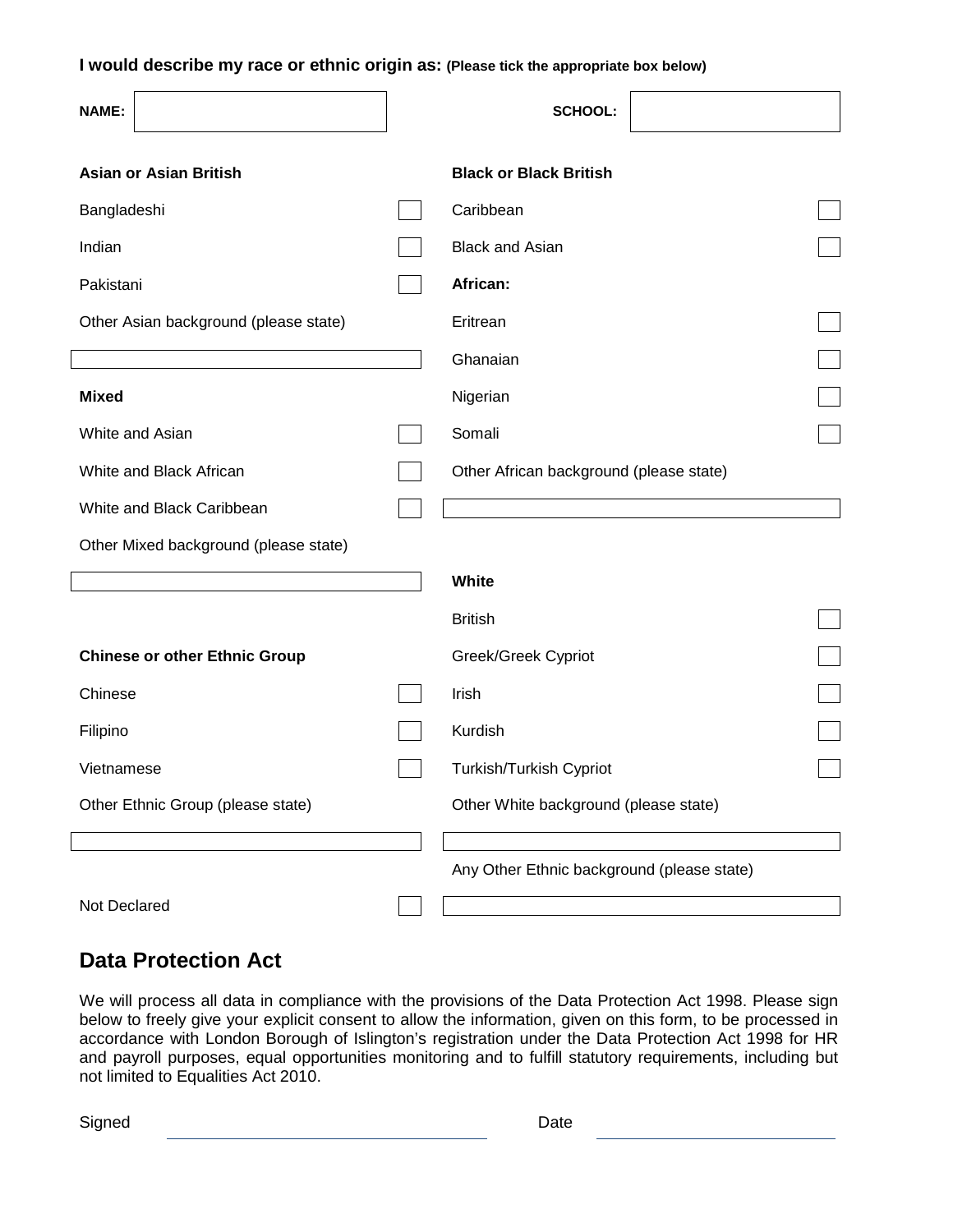**I would describe my race or ethnic origin as:** **(Please tick the appropriate box below)**

**NAME:** ______________________ **SCHOOL:** ______________________

**Asian or Asian British**

- Bangladeshi ☐
- Indian ☐
- Pakistani ☐
- Other Asian background (please state) ______________________

**Mixed**

- White and Asian ☐
- White and Black African ☐
- White and Black Caribbean ☐
- Other Mixed background (please state) ______________________

**Chinese or other Ethnic Group**

- Chinese ☐
- Filipino ☐
- Vietnamese ☐
- Other Ethnic Group (please state) ______________________

Not Declared ☐

**Black or Black British**

- Caribbean ☐
- Black and Asian ☐

**African:**

- Eritrean ☐
- Ghanaian ☐
- Nigerian ☐
- Somali ☐
- Other African background (please state) ______________________

**White**

- British ☐
- Greek/Greek Cypriot ☐
- Irish ☐
- Kurdish ☐
- Turkish/Turkish Cypriot ☐
- Other White background (please state) ______________________

Any Other Ethnic background (please state) ______________________

## Data Protection Act

We will process all data in compliance with the provisions of the Data Protection Act 1998. Please sign below to freely give your explicit consent to allow the information, given on this form, to be processed in accordance with London Borough of Islington's registration under the Data Protection Act 1998 for HR and payroll purposes, equal opportunities monitoring and to fulfill statutory requirements, including but not limited to Equalities Act 2010.

Signed ______________________ Date ______________________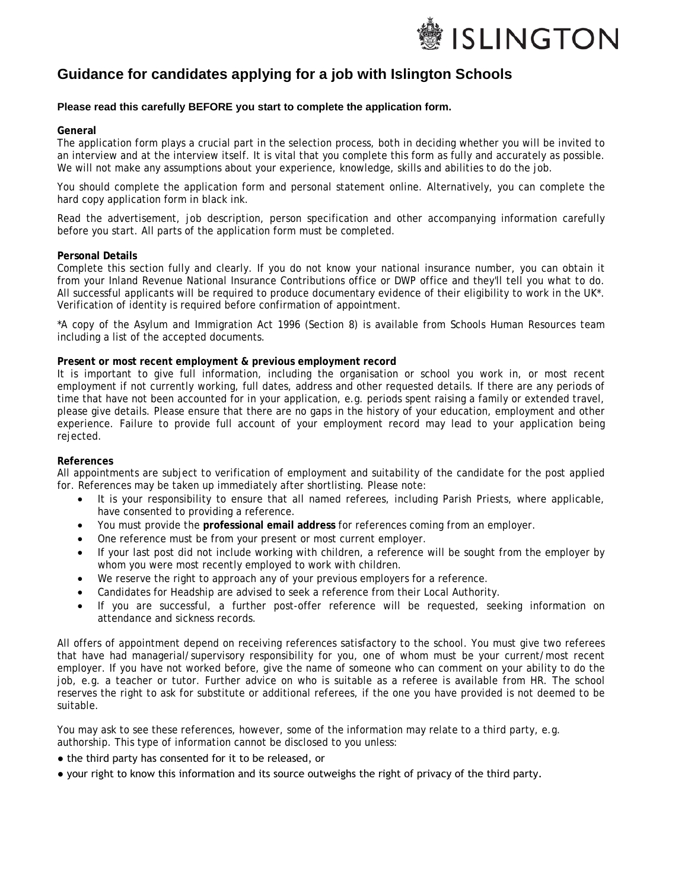# Guidance for candidates applying for a job with Islington Schools

**Please read this carefully BEFORE you start to complete the application form.**

**General**

The application form plays a crucial part in the selection process, both in deciding whether you will be invited to an interview and at the interview itself. It is vital that you complete this form as fully and accurately as possible. We will not make any assumptions about your experience, knowledge, skills and abilities to do the job.

You should complete the application form and personal statement online. Alternatively, you can complete the hard copy application form in black ink.

Read the advertisement, job description, person specification and other accompanying information carefully before you start. All parts of the application form must be completed.

**Personal Details**

Complete this section fully and clearly. If you do not know your national insurance number, you can obtain it from your Inland Revenue National Insurance Contributions office or DWP office and they'll tell you what to do. All successful applicants will be required to produce documentary evidence of their eligibility to work in the UK*. Verification of identity is required before confirmation of appointment.

*A copy of the Asylum and Immigration Act 1996 (Section 8) is available from Schools Human Resources team including a list of the accepted documents.

**Present or most recent employment & previous employment record**

It is important to give full information, including the organisation or school you work in, or most recent employment if not currently working, full dates, address and other requested details. If there are any periods of time that have not been accounted for in your application, e.g. periods spent raising a family or extended travel, please give details. Please ensure that there are no gaps in the history of your education, employment and other experience. Failure to provide full account of your employment record may lead to your application being rejected.

**References**

All appointments are subject to verification of employment and suitability of the candidate for the post applied for. References may be taken up immediately after shortlisting. Please note:

- It is your responsibility to ensure that all named referees, including Parish Priests, where applicable, have consented to providing a reference.
- You must provide the **professional email address** for references coming from an employer.
- One reference must be from your present or most current employer.
- If your last post did not include working with children, a reference will be sought from the employer by whom you were most recently employed to work with children.
- We reserve the right to approach any of your previous employers for a reference.
- Candidates for Headship are advised to seek a reference from their Local Authority.
- If you are successful, a further post-offer reference will be requested, seeking information on attendance and sickness records.

All offers of appointment depend on receiving references satisfactory to the school. You must give two referees that have had managerial/supervisory responsibility for you, one of whom must be your current/most recent employer. If you have not worked before, give the name of someone who can comment on your ability to do the job, e.g. a teacher or tutor. Further advice on who is suitable as a referee is available from HR. The school reserves the right to ask for substitute or additional referees, if the one you have provided is not deemed to be suitable.

You may ask to see these references, however, some of the information may relate to a third party, e.g. authorship. This type of information cannot be disclosed to you unless:

- the third party has consented for it to be released, or
- your right to know this information and its source outweighs the right of privacy of the third party.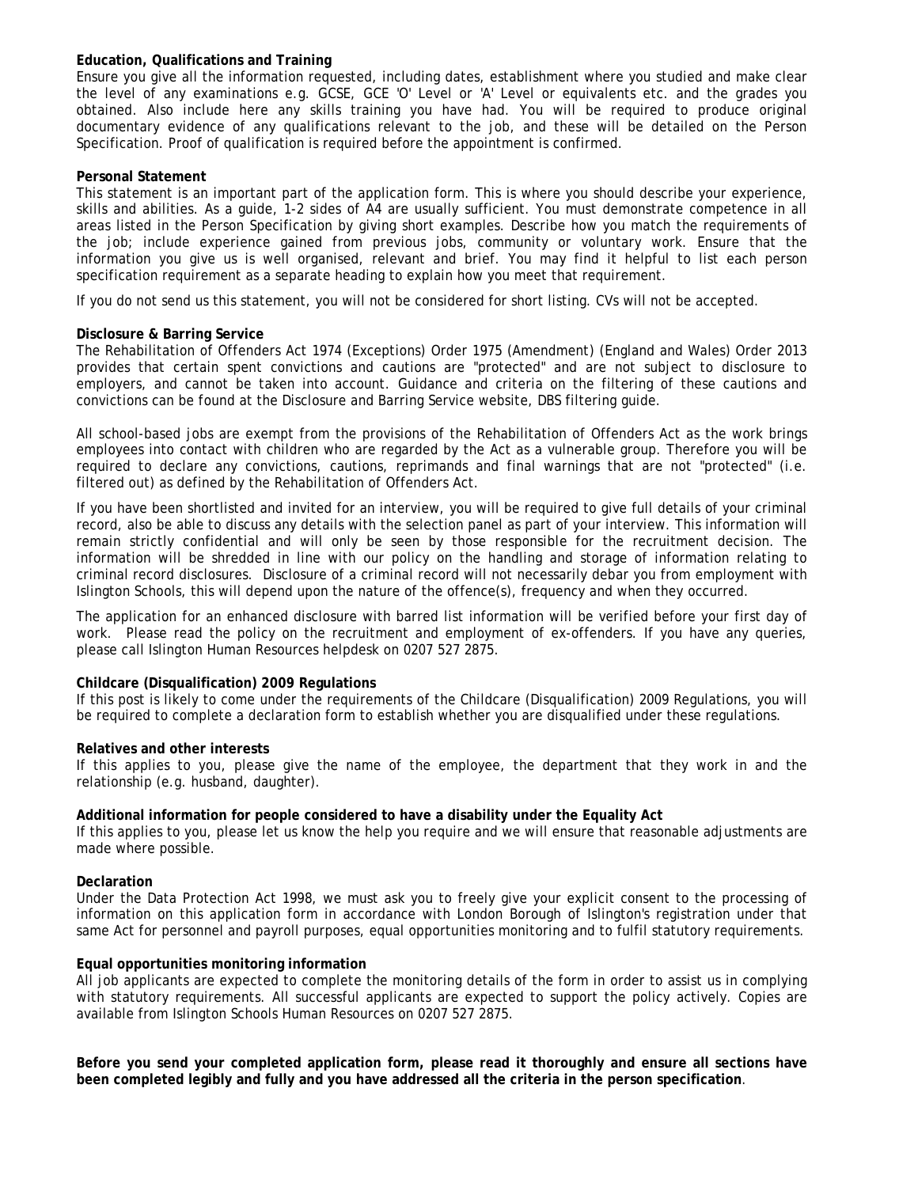**Education, Qualifications and Training**

Ensure you give all the information requested, including dates, establishment where you studied and make clear the level of any examinations e.g. GCSE, GCE 'O' Level or 'A' Level or equivalents etc. and the grades you obtained. Also include here any skills training you have had. You will be required to produce original documentary evidence of any qualifications relevant to the job, and these will be detailed on the Person Specification. Proof of qualification is required before the appointment is confirmed.

**Personal Statement**

This statement is an important part of the application form. This is where you should describe your experience, skills and abilities. As a guide, 1-2 sides of A4 are usually sufficient. You must demonstrate competence in all areas listed in the Person Specification by giving short examples. Describe how you match the requirements of the job; include experience gained from previous jobs, community or voluntary work. Ensure that the information you give us is well organised, relevant and brief. You may find it helpful to list each person specification requirement as a separate heading to explain how you meet that requirement.

If you do not send us this statement, you will not be considered for short listing. CVs will not be accepted.

**Disclosure & Barring Service**

The Rehabilitation of Offenders Act 1974 (Exceptions) Order 1975 (Amendment) (England and Wales) Order 2013 provides that certain spent convictions and cautions are "protected" and are not subject to disclosure to employers, and cannot be taken into account. Guidance and criteria on the filtering of these cautions and convictions can be found at the Disclosure and Barring Service website, DBS filtering guide.

All school-based jobs are exempt from the provisions of the Rehabilitation of Offenders Act as the work brings employees into contact with children who are regarded by the Act as a vulnerable group. Therefore you will be required to declare any convictions, cautions, reprimands and final warnings that are not "protected" (i.e. filtered out) as defined by the Rehabilitation of Offenders Act.

If you have been shortlisted and invited for an interview, you will be required to give full details of your criminal record, also be able to discuss any details with the selection panel as part of your interview. This information will remain strictly confidential and will only be seen by those responsible for the recruitment decision. The information will be shredded in line with our policy on the handling and storage of information relating to criminal record disclosures. Disclosure of a criminal record will not necessarily debar you from employment with Islington Schools, this will depend upon the nature of the offence(s), frequency and when they occurred.

The application for an enhanced disclosure with barred list information will be verified before your first day of work. Please read the policy on the recruitment and employment of ex-offenders. If you have any queries, please call Islington Human Resources helpdesk on 0207 527 2875.

**Childcare (Disqualification) 2009 Regulations**

If this post is likely to come under the requirements of the Childcare (Disqualification) 2009 Regulations, you will be required to complete a declaration form to establish whether you are disqualified under these regulations.

**Relatives and other interests**

If this applies to you, please give the name of the employee, the department that they work in and the relationship (e.g. husband, daughter).

**Additional information for people considered to have a disability under the Equality Act**

If this applies to you, please let us know the help you require and we will ensure that reasonable adjustments are made where possible.

**Declaration**

Under the Data Protection Act 1998, we must ask you to freely give your explicit consent to the processing of information on this application form in accordance with London Borough of Islington's registration under that same Act for personnel and payroll purposes, equal opportunities monitoring and to fulfil statutory requirements.

**Equal opportunities monitoring information**

All job applicants are expected to complete the monitoring details of the form in order to assist us in complying with statutory requirements. All successful applicants are expected to support the policy actively. Copies are available from Islington Schools Human Resources on 0207 527 2875.

**Before you send your completed application form, please read it thoroughly and ensure all sections have been completed legibly and fully and you have addressed all the criteria in the person specification**.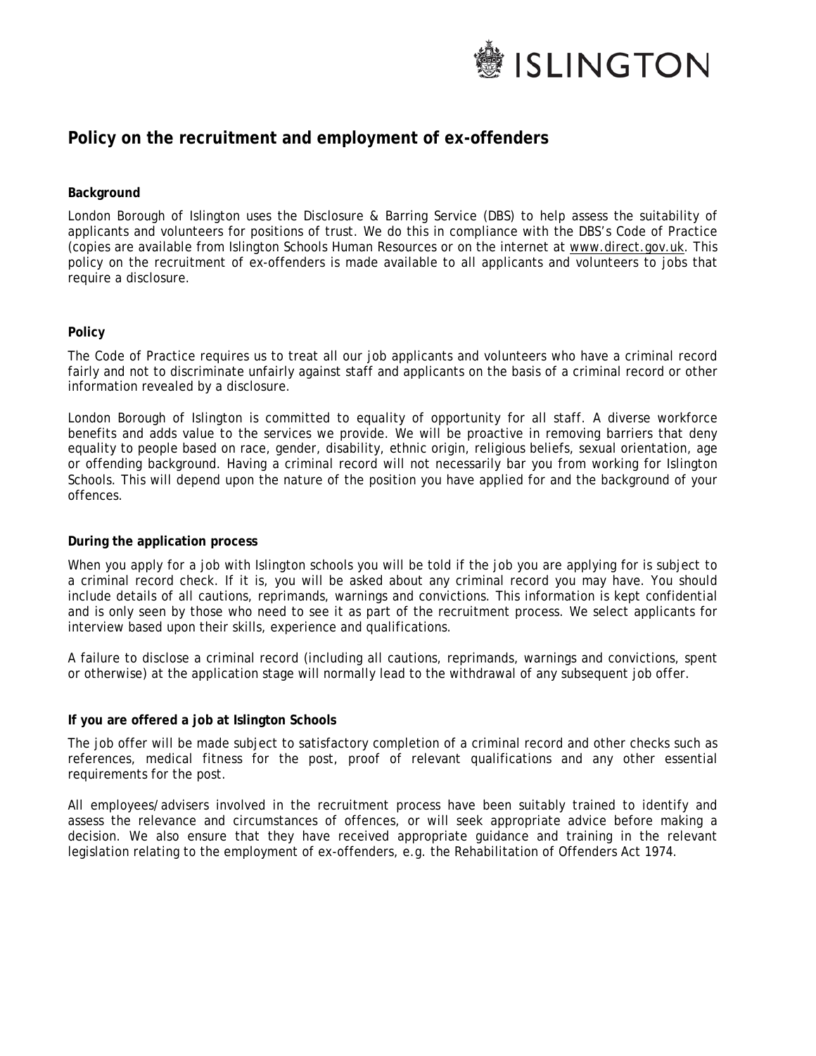ISLINGTON

# Policy on the recruitment and employment of ex-offenders

### Background

London Borough of Islington uses the Disclosure & Barring Service (DBS) to help assess the suitability of applicants and volunteers for positions of trust. We do this in compliance with the DBS's Code of Practice (copies are available from Islington Schools Human Resources or on the internet at www.direct.gov.uk. This policy on the recruitment of ex-offenders is made available to all applicants and volunteers to jobs that require a disclosure.

### Policy

The Code of Practice requires us to treat all our job applicants and volunteers who have a criminal record fairly and not to discriminate unfairly against staff and applicants on the basis of a criminal record or other information revealed by a disclosure.

London Borough of Islington is committed to equality of opportunity for all staff. A diverse workforce benefits and adds value to the services we provide. We will be proactive in removing barriers that deny equality to people based on race, gender, disability, ethnic origin, religious beliefs, sexual orientation, age or offending background. Having a criminal record will not necessarily bar you from working for Islington Schools. This will depend upon the nature of the position you have applied for and the background of your offences.

### During the application process

When you apply for a job with Islington schools you will be told if the job you are applying for is subject to a criminal record check. If it is, you will be asked about any criminal record you may have. You should include details of all cautions, reprimands, warnings and convictions. This information is kept confidential and is only seen by those who need to see it as part of the recruitment process. We select applicants for interview based upon their skills, experience and qualifications.

A failure to disclose a criminal record (including all cautions, reprimands, warnings and convictions, spent or otherwise) at the application stage will normally lead to the withdrawal of any subsequent job offer.

### If you are offered a job at Islington Schools

The job offer will be made subject to satisfactory completion of a criminal record and other checks such as references, medical fitness for the post, proof of relevant qualifications and any other essential requirements for the post.

All employees/advisers involved in the recruitment process have been suitably trained to identify and assess the relevance and circumstances of offences, or will seek appropriate advice before making a decision. We also ensure that they have received appropriate guidance and training in the relevant legislation relating to the employment of ex-offenders, e.g. the Rehabilitation of Offenders Act 1974.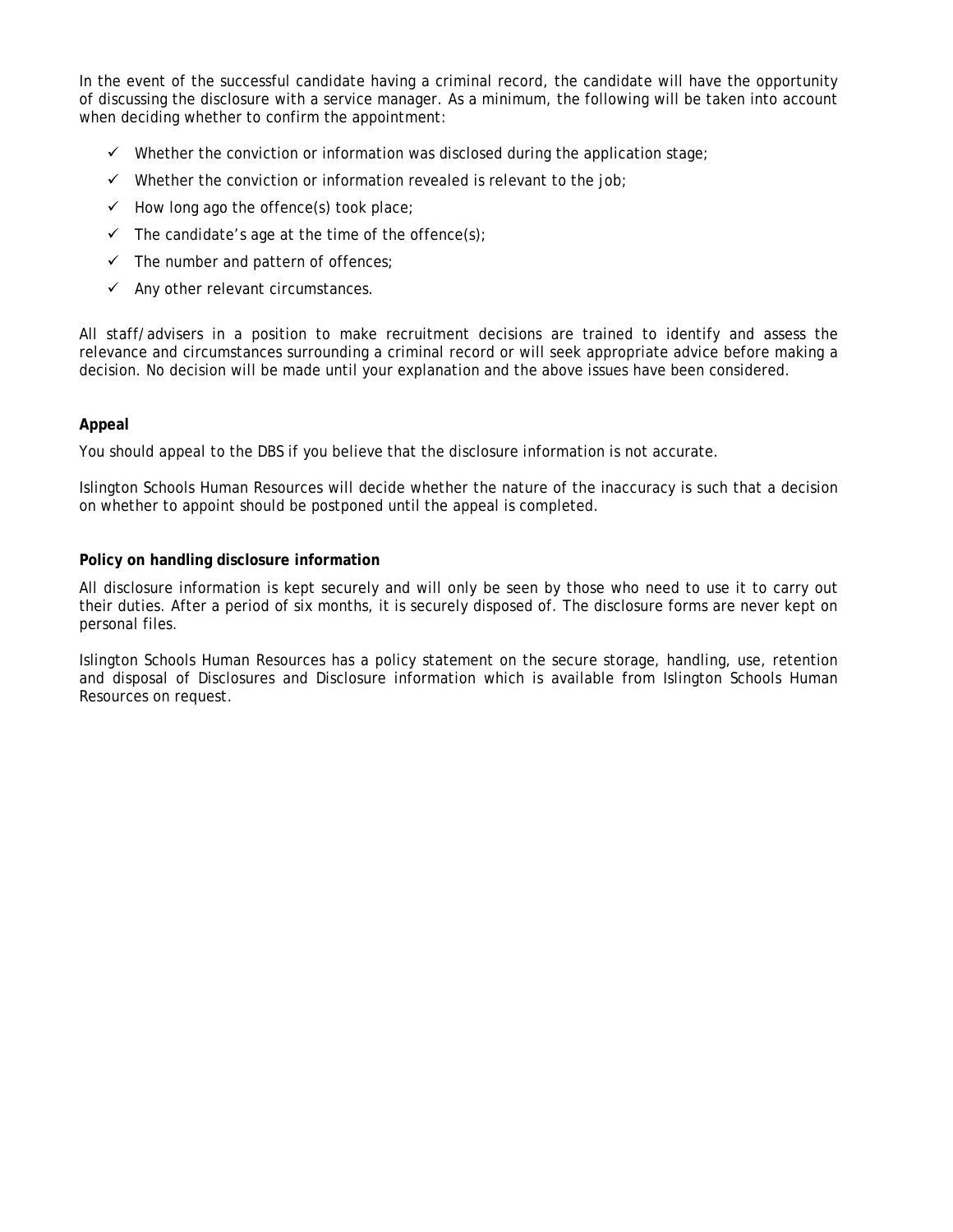In the event of the successful candidate having a criminal record, the candidate will have the opportunity of discussing the disclosure with a service manager. As a minimum, the following will be taken into account when deciding whether to confirm the appointment:

- ✓ Whether the conviction or information was disclosed during the application stage;
- ✓ Whether the conviction or information revealed is relevant to the job;
- ✓ How long ago the offence(s) took place;
- ✓ The candidate's age at the time of the offence(s);
- ✓ The number and pattern of offences;
- ✓ Any other relevant circumstances.

All staff/advisers in a position to make recruitment decisions are trained to identify and assess the relevance and circumstances surrounding a criminal record or will seek appropriate advice before making a decision. No decision will be made until your explanation and the above issues have been considered.

**Appeal**

You should appeal to the DBS if you believe that the disclosure information is not accurate.

Islington Schools Human Resources will decide whether the nature of the inaccuracy is such that a decision on whether to appoint should be postponed until the appeal is completed.

**Policy on handling disclosure information**

All disclosure information is kept securely and will only be seen by those who need to use it to carry out their duties. After a period of six months, it is securely disposed of. The disclosure forms are never kept on personal files.

Islington Schools Human Resources has a policy statement on the secure storage, handling, use, retention and disposal of Disclosures and Disclosure information which is available from Islington Schools Human Resources on request.